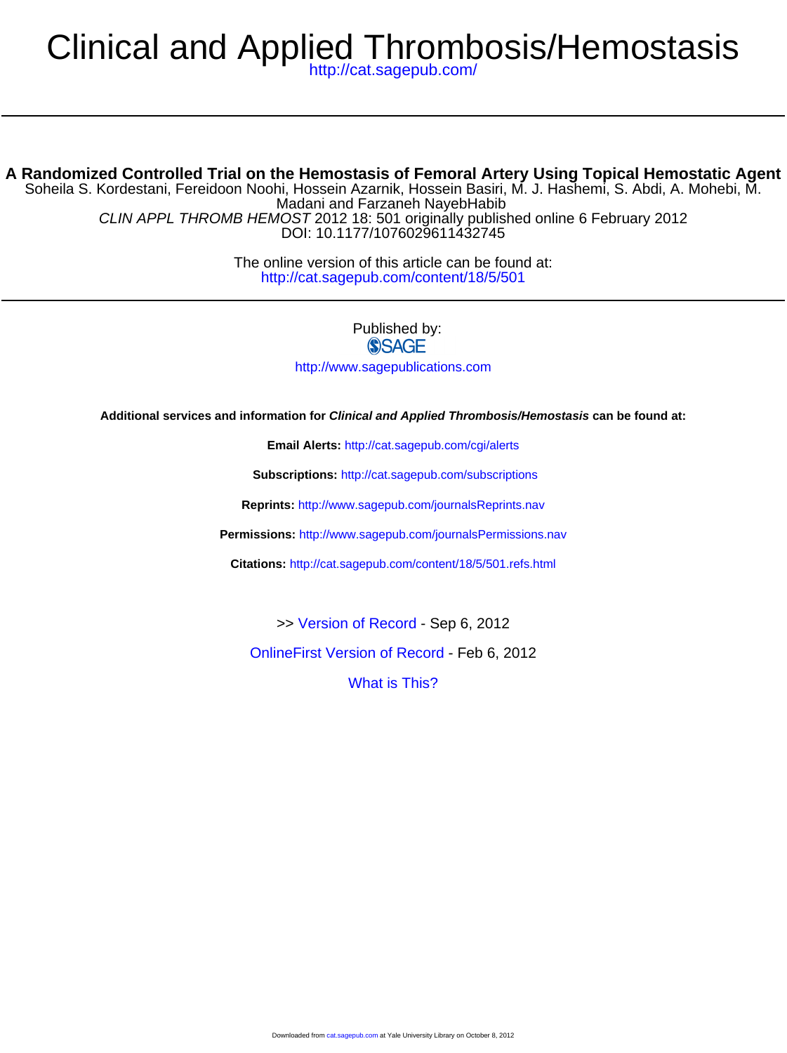# Clinical and Applied Thrombosis/Hemostasis

http://cat.sagepub.com/

## A Randomized Controlled Trial on the Hemostasis of Femoral Artery Using Topical Hemostatic Agent

Soheila S. Kordestani, Fereidoon Noohi, Hossein Azarnik, Hossein Basiri, M. J. Hashemi, S. Abdi, A. Mohebi, M. Madani and Farzaneh NayebHabib

*CLIN APPL THROMB HEMOST* 2012 18: 501 originally published online 6 February 2012
DOI: 10.1177/1076029611432745

The online version of this article can be found at:
http://cat.sagepub.com/content/18/5/501

Published by:
SAGE
http://www.sagepublications.com

**Additional services and information for *Clinical and Applied Thrombosis/Hemostasis* can be found at:**

**Email Alerts:** http://cat.sagepub.com/cgi/alerts

**Subscriptions:** http://cat.sagepub.com/subscriptions

**Reprints:** http://www.sagepub.com/journalsReprints.nav

**Permissions:** http://www.sagepub.com/journalsPermissions.nav

**Citations:** http://cat.sagepub.com/content/18/5/501.refs.html

>> Version of Record - Sep 6, 2012

OnlineFirst Version of Record - Feb 6, 2012

What is This?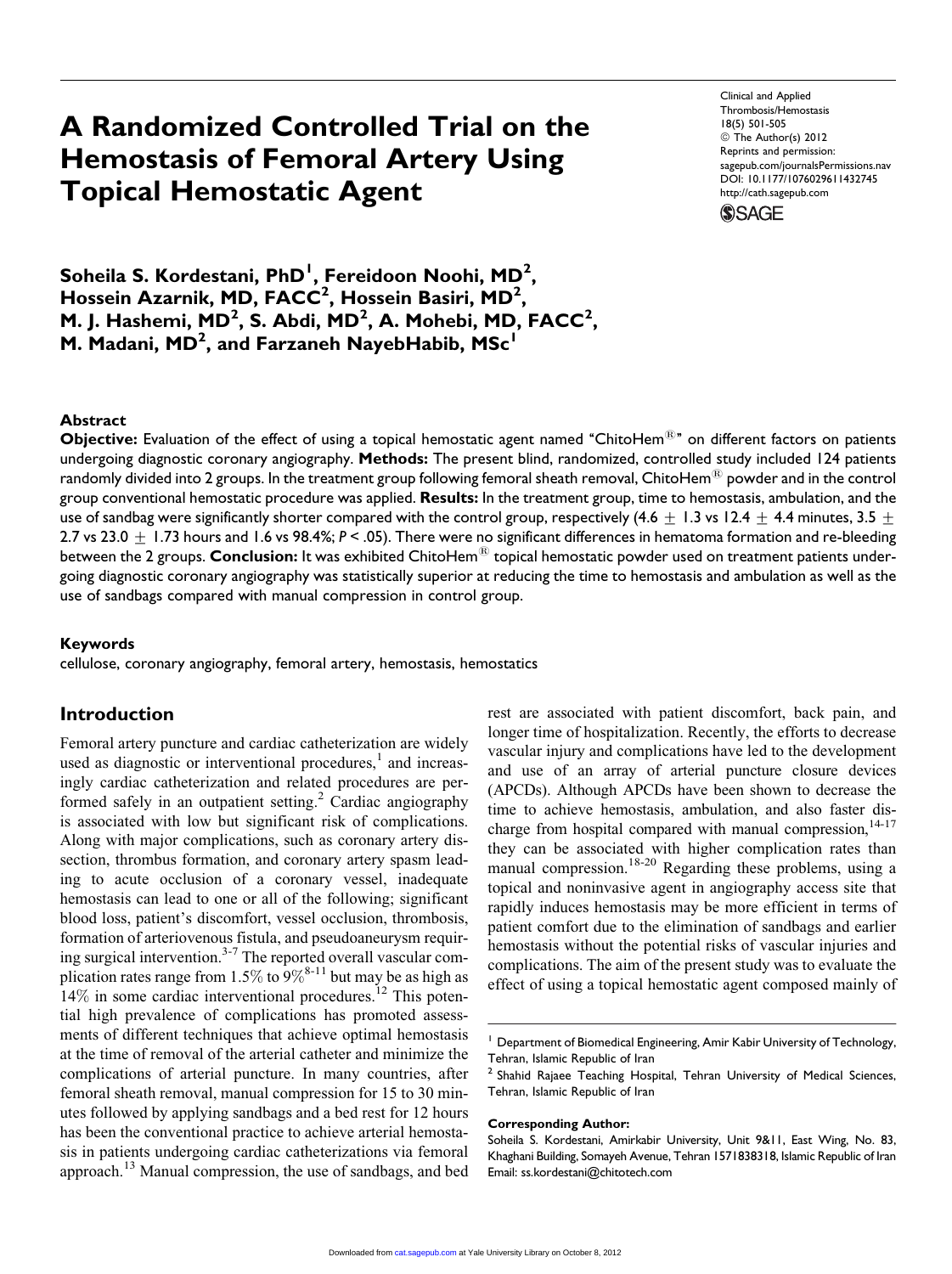# A Randomized Controlled Trial on the Hemostasis of Femoral Artery Using Topical Hemostatic Agent

Clinical and Applied Thrombosis/Hemostasis
18(5) 501-505
© The Author(s) 2012
Reprints and permission: sagepub.com/journalsPermissions.nav
DOI: 10.1177/1076029611432745
http://cath.sagepub.com

**Soheila S. Kordestani, PhD[1], Fereidoon Noohi, MD[2], Hossein Azarnik, MD, FACC[2], Hossein Basiri, MD[2], M. J. Hashemi, MD[2], S. Abdi, MD[2], A. Mohebi, MD, FACC[2], M. Madani, MD[2], and Farzaneh NayebHabib, MSc[1]**

## Abstract

**Objective:** Evaluation of the effect of using a topical hemostatic agent named "ChitoHem®" on different factors on patients undergoing diagnostic coronary angiography. **Methods:** The present blind, randomized, controlled study included 124 patients randomly divided into 2 groups. In the treatment group following femoral sheath removal, ChitoHem® powder and in the control group conventional hemostatic procedure was applied. **Results:** In the treatment group, time to hemostasis, ambulation, and the use of sandbag were significantly shorter compared with the control group, respectively (4.6 ± 1.3 vs 12.4 ± 4.4 minutes, 3.5 ± 2.7 vs 23.0 ± 1.73 hours and 1.6 vs 98.4%; *P* < .05). There were no significant differences in hematoma formation and re-bleeding between the 2 groups. **Conclusion:** It was exhibited ChitoHem® topical hemostatic powder used on treatment patients undergoing diagnostic coronary angiography was statistically superior at reducing the time to hemostasis and ambulation as well as the use of sandbags compared with manual compression in control group.

### Keywords

cellulose, coronary angiography, femoral artery, hemostasis, hemostatics

## Introduction

Femoral artery puncture and cardiac catheterization are widely used as diagnostic or interventional procedures,[1] and increasingly cardiac catheterization and related procedures are performed safely in an outpatient setting.[2] Cardiac angiography is associated with low but significant risk of complications. Along with major complications, such as coronary artery dissection, thrombus formation, and coronary artery spasm leading to acute occlusion of a coronary vessel, inadequate hemostasis can lead to one or all of the following; significant blood loss, patient's discomfort, vessel occlusion, thrombosis, formation of arteriovenous fistula, and pseudoaneurysm requiring surgical intervention.[3-7] The reported overall vascular complication rates range from 1.5% to 9%[8-11] but may be as high as 14% in some cardiac interventional procedures.[12] This potential high prevalence of complications has promoted assessments of different techniques that achieve optimal hemostasis at the time of removal of the arterial catheter and minimize the complications of arterial puncture. In many countries, after femoral sheath removal, manual compression for 15 to 30 minutes followed by applying sandbags and a bed rest for 12 hours has been the conventional practice to achieve arterial hemostasis in patients undergoing cardiac catheterizations via femoral approach.[13] Manual compression, the use of sandbags, and bed rest are associated with patient discomfort, back pain, and longer time of hospitalization. Recently, the efforts to decrease vascular injury and complications have led to the development and use of an array of arterial puncture closure devices (APCDs). Although APCDs have been shown to decrease the time to achieve hemostasis, ambulation, and also faster discharge from hospital compared with manual compression,[14-17] they can be associated with higher complication rates than manual compression.[18-20] Regarding these problems, using a topical and noninvasive agent in angiography access site that rapidly induces hemostasis may be more efficient in terms of patient comfort due to the elimination of sandbags and earlier hemostasis without the potential risks of vascular injuries and complications. The aim of the present study was to evaluate the effect of using a topical hemostatic agent composed mainly of

[1] Department of Biomedical Engineering, Amir Kabir University of Technology, Tehran, Islamic Republic of Iran
[2] Shahid Rajaee Teaching Hospital, Tehran University of Medical Sciences, Tehran, Islamic Republic of Iran

**Corresponding Author:**
Soheila S. Kordestani, Amirkabir University, Unit 9&11, East Wing, No. 83, Khaghani Building, Somayeh Avenue, Tehran 1571838318, Islamic Republic of Iran
Email: ss.kordestani@chitotech.com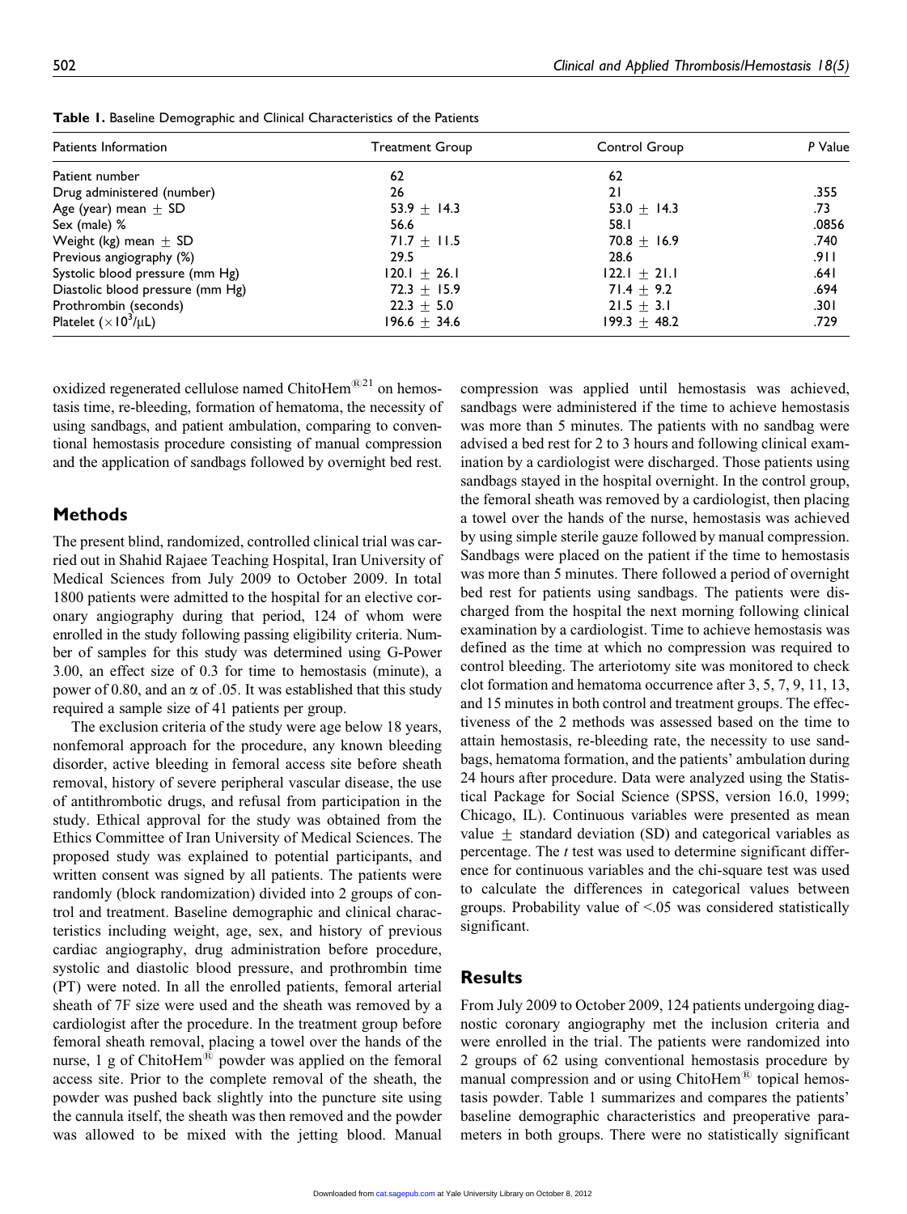**Table 1.** Baseline Demographic and Clinical Characteristics of the Patients

| Patients Information | Treatment Group | Control Group | *P* Value |
|---|---|---|---|
| Patient number | 62 | 62 | |
| Drug administered (number) | 26 | 21 | .355 |
| Age (year) mean ± SD | 53.9 ± 14.3 | 53.0 ± 14.3 | .73 |
| Sex (male) % | 56.6 | 58.1 | .0856 |
| Weight (kg) mean ± SD | 71.7 ± 11.5 | 70.8 ± 16.9 | .740 |
| Previous angiography (%) | 29.5 | 28.6 | .911 |
| Systolic blood pressure (mm Hg) | 120.1 ± 26.1 | 122.1 ± 21.1 | .641 |
| Diastolic blood pressure (mm Hg) | 72.3 ± 15.9 | 71.4 ± 9.2 | .694 |
| Prothrombin (seconds) | 22.3 ± 5.0 | 21.5 ± 3.1 | .301 |
| Platelet ($\times 10^3/\mu L$) | 196.6 ± 34.6 | 199.3 ± 48.2 | .729 |

oxidized regenerated cellulose named ChitoHem®[21] on hemostasis time, re-bleeding, formation of hematoma, the necessity of using sandbags, and patient ambulation, comparing to conventional hemostasis procedure consisting of manual compression and the application of sandbags followed by overnight bed rest.

## Methods

The present blind, randomized, controlled clinical trial was carried out in Shahid Rajaee Teaching Hospital, Iran University of Medical Sciences from July 2009 to October 2009. In total 1800 patients were admitted to the hospital for an elective coronary angiography during that period, 124 of whom were enrolled in the study following passing eligibility criteria. Number of samples for this study was determined using G-Power 3.00, an effect size of 0.3 for time to hemostasis (minute), a power of 0.80, and an $\alpha$ of .05. It was established that this study required a sample size of 41 patients per group.

The exclusion criteria of the study were age below 18 years, nonfemoral approach for the procedure, any known bleeding disorder, active bleeding in femoral access site before sheath removal, history of severe peripheral vascular disease, the use of antithrombotic drugs, and refusal from participation in the study. Ethical approval for the study was obtained from the Ethics Committee of Iran University of Medical Sciences. The proposed study was explained to potential participants, and written consent was signed by all patients. The patients were randomly (block randomization) divided into 2 groups of control and treatment. Baseline demographic and clinical characteristics including weight, age, sex, and history of previous cardiac angiography, drug administration before procedure, systolic and diastolic blood pressure, and prothrombin time (PT) were noted. In all the enrolled patients, femoral arterial sheath of 7F size were used and the sheath was removed by a cardiologist after the procedure. In the treatment group before femoral sheath removal, placing a towel over the hands of the nurse, 1 g of ChitoHem® powder was applied on the femoral access site. Prior to the complete removal of the sheath, the powder was pushed back slightly into the puncture site using the cannula itself, the sheath was then removed and the powder was allowed to be mixed with the jetting blood. Manual compression was applied until hemostasis was achieved, sandbags were administered if the time to achieve hemostasis was more than 5 minutes. The patients with no sandbag were advised a bed rest for 2 to 3 hours and following clinical examination by a cardiologist were discharged. Those patients using sandbags stayed in the hospital overnight. In the control group, the femoral sheath was removed by a cardiologist, then placing a towel over the hands of the nurse, hemostasis was achieved by using simple sterile gauze followed by manual compression. Sandbags were placed on the patient if the time to hemostasis was more than 5 minutes. There followed a period of overnight bed rest for patients using sandbags. The patients were discharged from the hospital the next morning following clinical examination by a cardiologist. Time to achieve hemostasis was defined as the time at which no compression was required to control bleeding. The arteriotomy site was monitored to check clot formation and hematoma occurrence after 3, 5, 7, 9, 11, 13, and 15 minutes in both control and treatment groups. The effectiveness of the 2 methods was assessed based on the time to attain hemostasis, re-bleeding rate, the necessity to use sandbags, hematoma formation, and the patients' ambulation during 24 hours after procedure. Data were analyzed using the Statistical Package for Social Science (SPSS, version 16.0, 1999; Chicago, IL). Continuous variables were presented as mean value ± standard deviation (SD) and categorical variables as percentage. The *t* test was used to determine significant difference for continuous variables and the chi-square test was used to calculate the differences in categorical values between groups. Probability value of <.05 was considered statistically significant.

## Results

From July 2009 to October 2009, 124 patients undergoing diagnostic coronary angiography met the inclusion criteria and were enrolled in the trial. The patients were randomized into 2 groups of 62 using conventional hemostasis procedure by manual compression and or using ChitoHem® topical hemostasis powder. Table 1 summarizes and compares the patients' baseline demographic characteristics and preoperative parameters in both groups. There were no statistically significant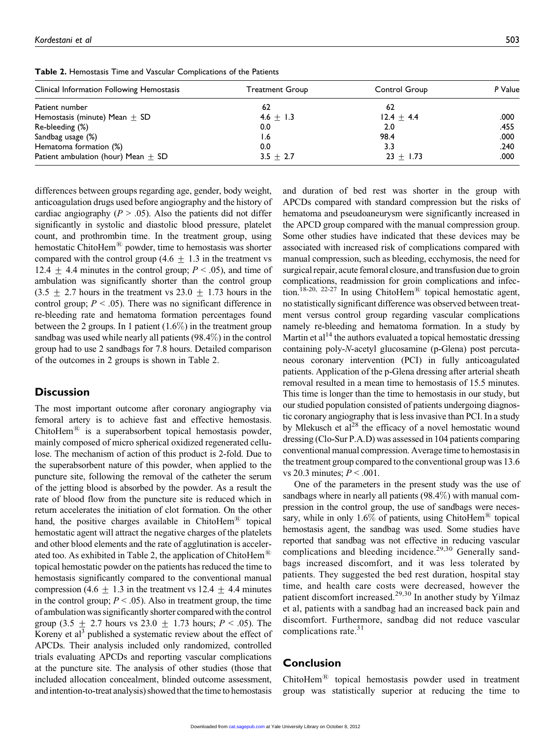**Table 2.** Hemostasis Time and Vascular Complications of the Patients

| Clinical Information Following Hemostasis | Treatment Group | Control Group | *P* Value |
|---|---|---|---|
| Patient number | 62 | 62 | |
| Hemostasis (minute) Mean ± SD | 4.6 ± 1.3 | 12.4 ± 4.4 | .000 |
| Re-bleeding (%) | 0.0 | 2.0 | .455 |
| Sandbag usage (%) | 1.6 | 98.4 | .000 |
| Hematoma formation (%) | 0.0 | 3.3 | .240 |
| Patient ambulation (hour) Mean ± SD | 3.5 ± 2.7 | 23 ± 1.73 | .000 |

differences between groups regarding age, gender, body weight, anticoagulation drugs used before angiography and the history of cardiac angiography ($P > .05$). Also the patients did not differ significantly in systolic and diastolic blood pressure, platelet count, and prothrombin time. In the treatment group, using hemostatic ChitoHem® powder, time to hemostasis was shorter compared with the control group (4.6 ± 1.3 in the treatment vs 12.4 ± 4.4 minutes in the control group; $P < .05$), and time of ambulation was significantly shorter than the control group (3.5 ± 2.7 hours in the treatment vs 23.0 ± 1.73 hours in the control group; $P < .05$). There was no significant difference in re-bleeding rate and hematoma formation percentages found between the 2 groups. In 1 patient (1.6%) in the treatment group sandbag was used while nearly all patients (98.4%) in the control group had to use 2 sandbags for 7.8 hours. Detailed comparison of the outcomes in 2 groups is shown in Table 2.

## Discussion

The most important outcome after coronary angiography via femoral artery is to achieve fast and effective hemostasis. ChitoHem® is a superabsorbent topical hemostasis powder, mainly composed of micro spherical oxidized regenerated cellulose. The mechanism of action of this product is 2-fold. Due to the superabsorbent nature of this powder, when applied to the puncture site, following the removal of the catheter the serum of the jetting blood is absorbed by the powder. As a result the rate of blood flow from the puncture site is reduced which in return accelerates the initiation of clot formation. On the other hand, the positive charges available in ChitoHem® topical hemostatic agent will attract the negative charges of the platelets and other blood elements and the rate of agglutination is accelerated too. As exhibited in Table 2, the application of ChitoHem® topical hemostatic powder on the patients has reduced the time to hemostasis significantly compared to the conventional manual compression (4.6 ± 1.3 in the treatment vs 12.4 ± 4.4 minutes in the control group; $P < .05$). Also in treatment group, the time of ambulation was significantly shorter compared with the control group (3.5 ± 2.7 hours vs 23.0 ± 1.73 hours; $P < .05$). The Koreny et al[3] published a systematic review about the effect of APCDs. Their analysis included only randomized, controlled trials evaluating APCDs and reporting vascular complications at the puncture site. The analysis of other studies (those that included allocation concealment, blinded outcome assessment, and intention-to-treat analysis) showed that the time to hemostasis and duration of bed rest was shorter in the group with APCDs compared with standard compression but the risks of hematoma and pseudoaneurysm were significantly increased in the APCD group compared with the manual compression group. Some other studies have indicated that these devices may be associated with increased risk of complications compared with manual compression, such as bleeding, ecchymosis, the need for surgical repair, acute femoral closure, and transfusion due to groin complications, readmission for groin complications and infection.[18-20, 22-27] In using ChitoHem® topical hemostatic agent, no statistically significant difference was observed between treatment versus control group regarding vascular complications namely re-bleeding and hematoma formation. In a study by Martin et al[14] the authors evaluated a topical hemostatic dressing containing poly-*N*-acetyl glucosamine (p-Glena) post percutaneous coronary intervention (PCI) in fully anticoagulated patients. Application of the p-Glena dressing after arterial sheath removal resulted in a mean time to hemostasis of 15.5 minutes. This time is longer than the time to hemostasis in our study, but our studied population consisted of patients undergoing diagnostic coronary angiography that is less invasive than PCI. In a study by Mlekusch et al[28] the efficacy of a novel hemostatic wound dressing (Clo-Sur P.A.D) was assessed in 104 patients comparing conventional manual compression. Average time to hemostasis in the treatment group compared to the conventional group was 13.6 vs 20.3 minutes; $P < .001$.

One of the parameters in the present study was the use of sandbags where in nearly all patients (98.4%) with manual compression in the control group, the use of sandbags were necessary, while in only 1.6% of patients, using ChitoHem® topical hemostasis agent, the sandbag was used. Some studies have reported that sandbag was not effective in reducing vascular complications and bleeding incidence.[29,30] Generally sandbags increased discomfort, and it was less tolerated by patients. They suggested the bed rest duration, hospital stay time, and health care costs were decreased, however the patient discomfort increased.[29,30] In another study by Yilmaz et al, patients with a sandbag had an increased back pain and discomfort. Furthermore, sandbag did not reduce vascular complications rate.[31]

## Conclusion

ChitoHem® topical hemostasis powder used in treatment group was statistically superior at reducing the time to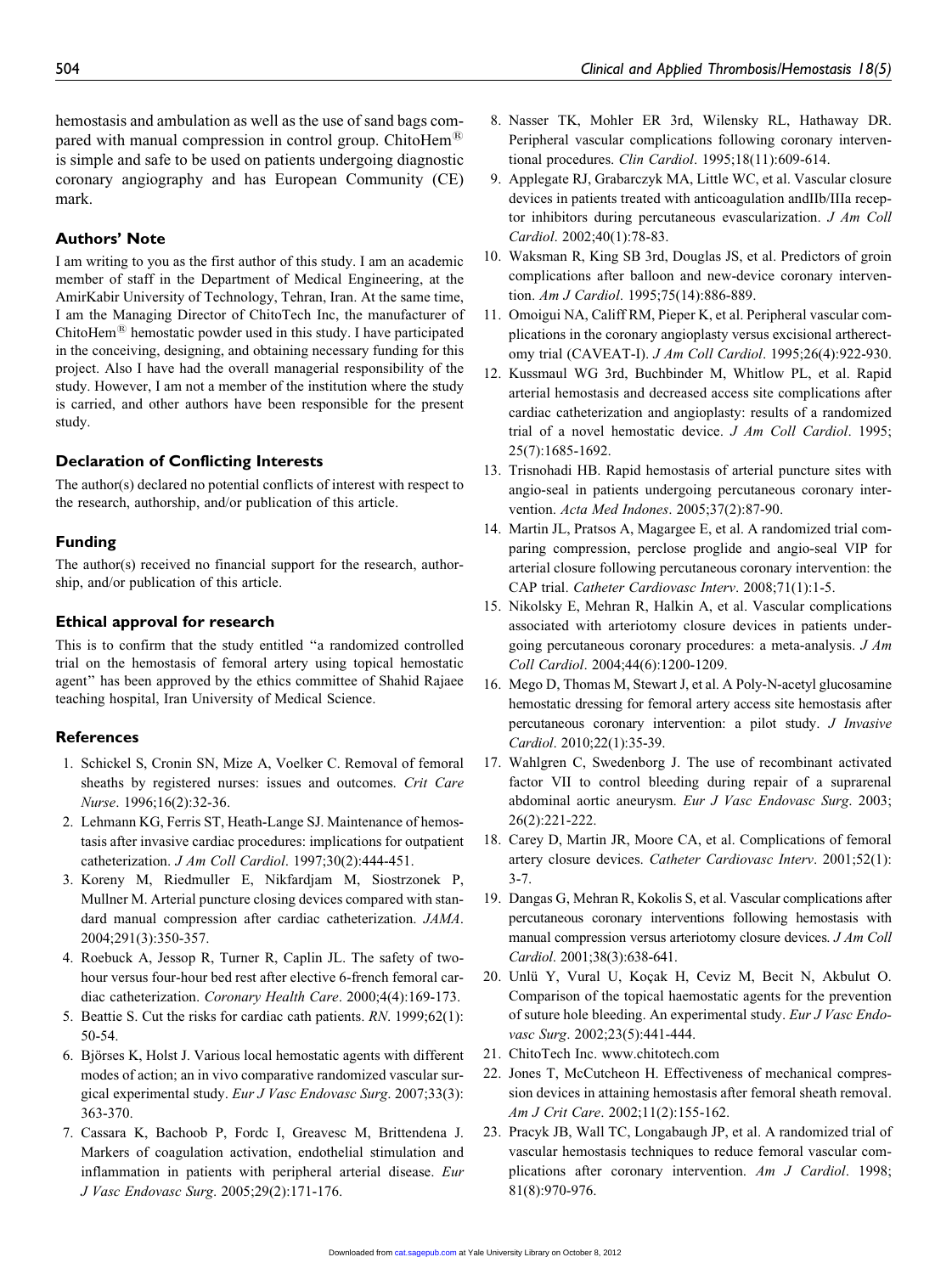hemostasis and ambulation as well as the use of sand bags compared with manual compression in control group. ChitoHem® is simple and safe to be used on patients undergoing diagnostic coronary angiography and has European Community (CE) mark.

## Authors' Note

I am writing to you as the first author of this study. I am an academic member of staff in the Department of Medical Engineering, at the AmirKabir University of Technology, Tehran, Iran. At the same time, I am the Managing Director of ChitoTech Inc, the manufacturer of ChitoHem® hemostatic powder used in this study. I have participated in the conceiving, designing, and obtaining necessary funding for this project. Also I have had the overall managerial responsibility of the study. However, I am not a member of the institution where the study is carried, and other authors have been responsible for the present study.

## Declaration of Conflicting Interests

The author(s) declared no potential conflicts of interest with respect to the research, authorship, and/or publication of this article.

## Funding

The author(s) received no financial support for the research, authorship, and/or publication of this article.

## Ethical approval for research

This is to confirm that the study entitled "a randomized controlled trial on the hemostasis of femoral artery using topical hemostatic agent" has been approved by the ethics committee of Shahid Rajaee teaching hospital, Iran University of Medical Science.

## References

1. Schickel S, Cronin SN, Mize A, Voelker C. Removal of femoral sheaths by registered nurses: issues and outcomes. *Crit Care Nurse*. 1996;16(2):32-36.
2. Lehmann KG, Ferris ST, Heath-Lange SJ. Maintenance of hemostasis after invasive cardiac procedures: implications for outpatient catheterization. *J Am Coll Cardiol*. 1997;30(2):444-451.
3. Koreny M, Riedmuller E, Nikfardjam M, Siostrzonek P, Mullner M. Arterial puncture closing devices compared with standard manual compression after cardiac catheterization. *JAMA*. 2004;291(3):350-357.
4. Roebuck A, Jessop R, Turner R, Caplin JL. The safety of two-hour versus four-hour bed rest after elective 6-french femoral cardiac catheterization. *Coronary Health Care*. 2000;4(4):169-173.
5. Beattie S. Cut the risks for cardiac cath patients. *RN*. 1999;62(1):50-54.
6. Björses K, Holst J. Various local hemostatic agents with different modes of action; an in vivo comparative randomized vascular surgical experimental study. *Eur J Vasc Endovasc Surg*. 2007;33(3):363-370.
7. Cassara K, Bachoob P, Fordc I, Greavesc M, Brittendena J. Markers of coagulation activation, endothelial stimulation and inflammation in patients with peripheral arterial disease. *Eur J Vasc Endovasc Surg*. 2005;29(2):171-176.
8. Nasser TK, Mohler ER 3rd, Wilensky RL, Hathaway DR. Peripheral vascular complications following coronary interventional procedures. *Clin Cardiol*. 1995;18(11):609-614.
9. Applegate RJ, Grabarczyk MA, Little WC, et al. Vascular closure devices in patients treated with anticoagulation andIIb/IIIa receptor inhibitors during percutaneous evascularization. *J Am Coll Cardiol*. 2002;40(1):78-83.
10. Waksman R, King SB 3rd, Douglas JS, et al. Predictors of groin complications after balloon and new-device coronary intervention. *Am J Cardiol*. 1995;75(14):886-889.
11. Omoigui NA, Califf RM, Pieper K, et al. Peripheral vascular complications in the coronary angioplasty versus excisional artherectomy trial (CAVEAT-I). *J Am Coll Cardiol*. 1995;26(4):922-930.
12. Kussmaul WG 3rd, Buchbinder M, Whitlow PL, et al. Rapid arterial hemostasis and decreased access site complications after cardiac catheterization and angioplasty: results of a randomized trial of a novel hemostatic device. *J Am Coll Cardiol*. 1995;25(7):1685-1692.
13. Trisnohadi HB. Rapid hemostasis of arterial puncture sites with angio-seal in patients undergoing percutaneous coronary intervention. *Acta Med Indones*. 2005;37(2):87-90.
14. Martin JL, Pratsos A, Magargee E, et al. A randomized trial comparing compression, perclose proglide and angio-seal VIP for arterial closure following percutaneous coronary intervention: the CAP trial. *Catheter Cardiovasc Interv*. 2008;71(1):1-5.
15. Nikolsky E, Mehran R, Halkin A, et al. Vascular complications associated with arteriotomy closure devices in patients undergoing percutaneous coronary procedures: a meta-analysis. *J Am Coll Cardiol*. 2004;44(6):1200-1209.
16. Mego D, Thomas M, Stewart J, et al. A Poly-N-acetyl glucosamine hemostatic dressing for femoral artery access site hemostasis after percutaneous coronary intervention: a pilot study. *J Invasive Cardiol*. 2010;22(1):35-39.
17. Wahlgren C, Swedenborg J. The use of recombinant activated factor VII to control bleeding during repair of a suprarenal abdominal aortic aneurysm. *Eur J Vasc Endovasc Surg*. 2003;26(2):221-222.
18. Carey D, Martin JR, Moore CA, et al. Complications of femoral artery closure devices. *Catheter Cardiovasc Interv*. 2001;52(1):3-7.
19. Dangas G, Mehran R, Kokolis S, et al. Vascular complications after percutaneous coronary interventions following hemostasis with manual compression versus arteriotomy closure devices. *J Am Coll Cardiol*. 2001;38(3):638-641.
20. Unlü Y, Vural U, Koçak H, Ceviz M, Becit N, Akbulut O. Comparison of the topical haemostatic agents for the prevention of suture hole bleeding. An experimental study. *Eur J Vasc Endovasc Surg*. 2002;23(5):441-444.
21. ChitoTech Inc. www.chitotech.com
22. Jones T, McCutcheon H. Effectiveness of mechanical compression devices in attaining hemostasis after femoral sheath removal. *Am J Crit Care*. 2002;11(2):155-162.
23. Pracyk JB, Wall TC, Longabaugh JP, et al. A randomized trial of vascular hemostasis techniques to reduce femoral vascular complications after coronary intervention. *Am J Cardiol*. 1998;81(8):970-976.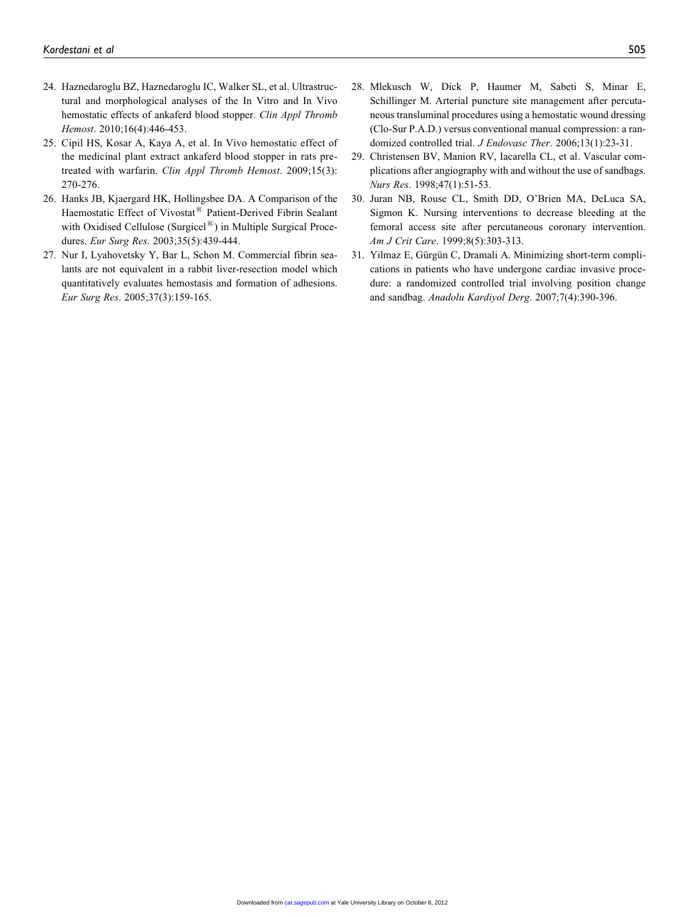24. Haznedaroglu BZ, Haznedaroglu IC, Walker SL, et al. Ultrastructural and morphological analyses of the In Vitro and In Vivo hemostatic effects of ankaferd blood stopper. *Clin Appl Thromb Hemost*. 2010;16(4):446-453.
25. Cipil HS, Kosar A, Kaya A, et al. In Vivo hemostatic effect of the medicinal plant extract ankaferd blood stopper in rats pretreated with warfarin. *Clin Appl Thromb Hemost*. 2009;15(3):270-276.
26. Hanks JB, Kjaergard HK, Hollingsbee DA. A Comparison of the Haemostatic Effect of Vivostat® Patient-Derived Fibrin Sealant with Oxidised Cellulose (Surgicel®) in Multiple Surgical Procedures. *Eur Surg Res*. 2003;35(5):439-444.
27. Nur I, Lyahovetsky Y, Bar L, Schon M. Commercial fibrin sealants are not equivalent in a rabbit liver-resection model which quantitatively evaluates hemostasis and formation of adhesions. *Eur Surg Res*. 2005;37(3):159-165.
28. Mlekusch W, Dick P, Haumer M, Sabeti S, Minar E, Schillinger M. Arterial puncture site management after percutaneous transluminal procedures using a hemostatic wound dressing (Clo-Sur P.A.D.) versus conventional manual compression: a randomized controlled trial. *J Endovasc Ther*. 2006;13(1):23-31.
29. Christensen BV, Manion RV, Iacarella CL, et al. Vascular complications after angiography with and without the use of sandbags. *Nurs Res*. 1998;47(1):51-53.
30. Juran NB, Rouse CL, Smith DD, O'Brien MA, DeLuca SA, Sigmon K. Nursing interventions to decrease bleeding at the femoral access site after percutaneous coronary intervention. *Am J Crit Care*. 1999;8(5):303-313.
31. Yilmaz E, Gürgün C, Dramali A. Minimizing short-term complications in patients who have undergone cardiac invasive procedure: a randomized controlled trial involving position change and sandbag. *Anadolu Kardiyol Derg*. 2007;7(4):390-396.